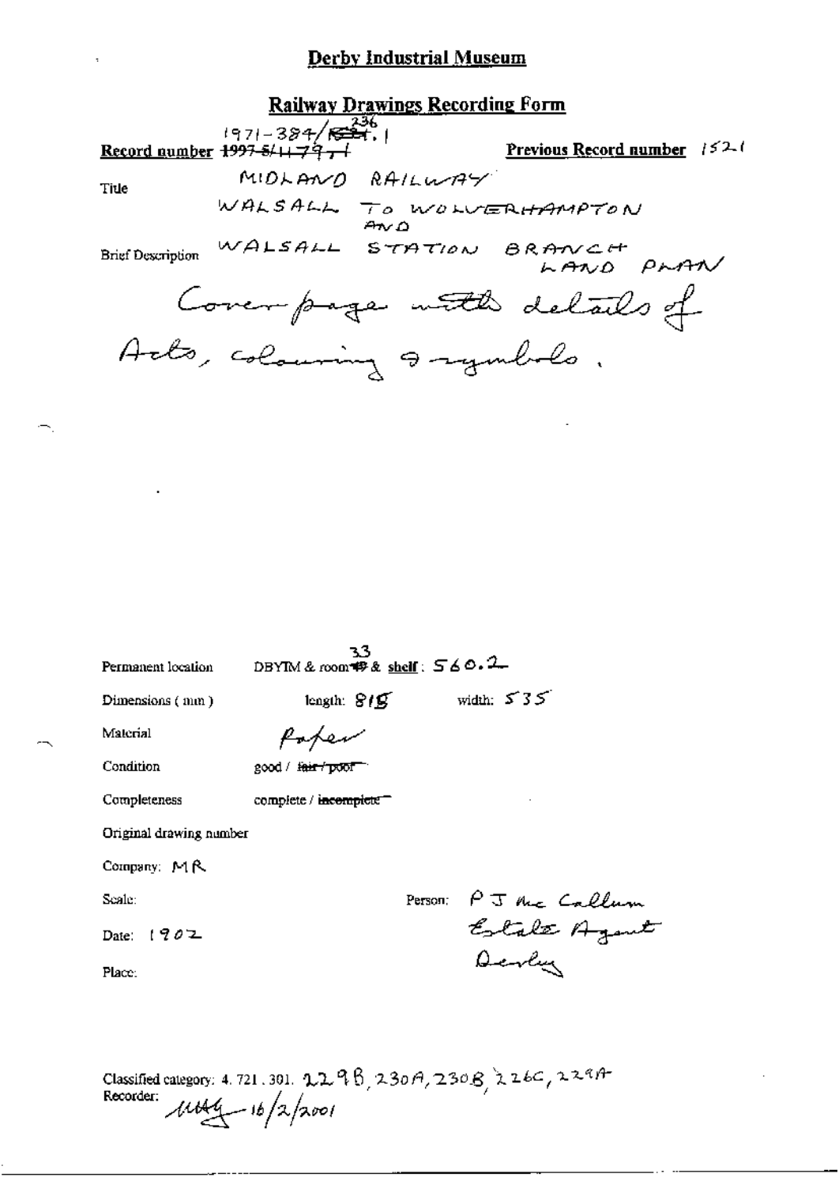# Derby Industrial Museum

## Railway Drawings Recording Form

**Record number** ~~1997-5/1479.1~~ 1971-384/~~534~~ 236.1 **Previous Record number** 1521

Title: MIDLAND RAILWAY
WALSALL TO WOLVERHAMPTON AND WALSALL STATION BRANCH

Brief Description: LAND PLAN
Cover page with details of Acts, colouring & symbols.

Permanent location: DBYIM & room ~~49~~ 33 & **shelf**: 560.2

Dimensions (mm): length: 815 width: 535

Material: Paper

Condition: good / ~~fair / poor~~

Completeness: complete / ~~incomplete~~

Original drawing number

Company: MR

Scale:

Person: P J Mc Callum
Estate Agent
Derby

Date: 1902

Place:

Classified category: 4. 721. 301. 229B, 230A, 230B, 226C, 229A

Recorder: MAG 16/2/2001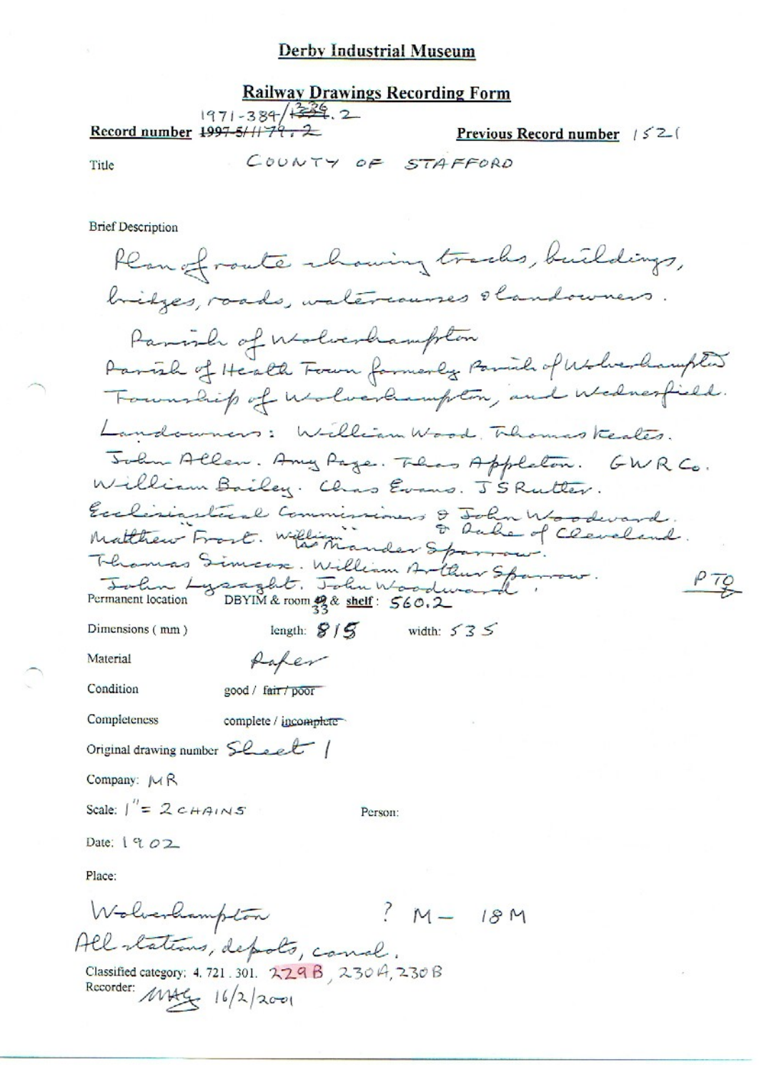**Derby Industrial Museum**

**Railway Drawings Recording Form**

**Record number** ~~1997-5/1179.2~~ 1971-384/~~1336~~.2 **Previous Record number** 1521

Title COUNTY OF STAFFORD

Brief Description

Plan of route showing tracks, buildings, bridges, roads, watercourses & landowners.

Parish of Wolverhampton
Parish of Heath Town formerly Parish of Wolverhampton
Township of Wolverhampton, and Wednesfield.

Landowners: William Wood. Thomas Keates.
John Allen. Amy Page. Thos Appleton. GWR Co.
William Bailey. Chas Evans. J S Rutter.
Ecclesiastical Commissioners & John Woodward.
Matthew Frost. William Mander Sparrow. & Duke of Cleveland.
Thomas Simcox. William Arthur Sparrow.
John Lysaght. John Woodward. PTO

Permanent location DBYIM & room ~~49~~ 33 & **shelf**: 560.2

Dimensions (mm) length: 815 width: 535

Material Paper

Condition good / ~~fair / poor~~

Completeness complete / ~~incomplete~~

Original drawing number Sheet 1

Company: MR

Scale: 1" = 2 CHAINS Person:

Date: 1902

Place:

Wolverhampton ? M – 18M
All stations, depots, canal.

Classified category: 4. 721. 301. 229B, 230A, 230B

Recorder: MAG 16/2/2001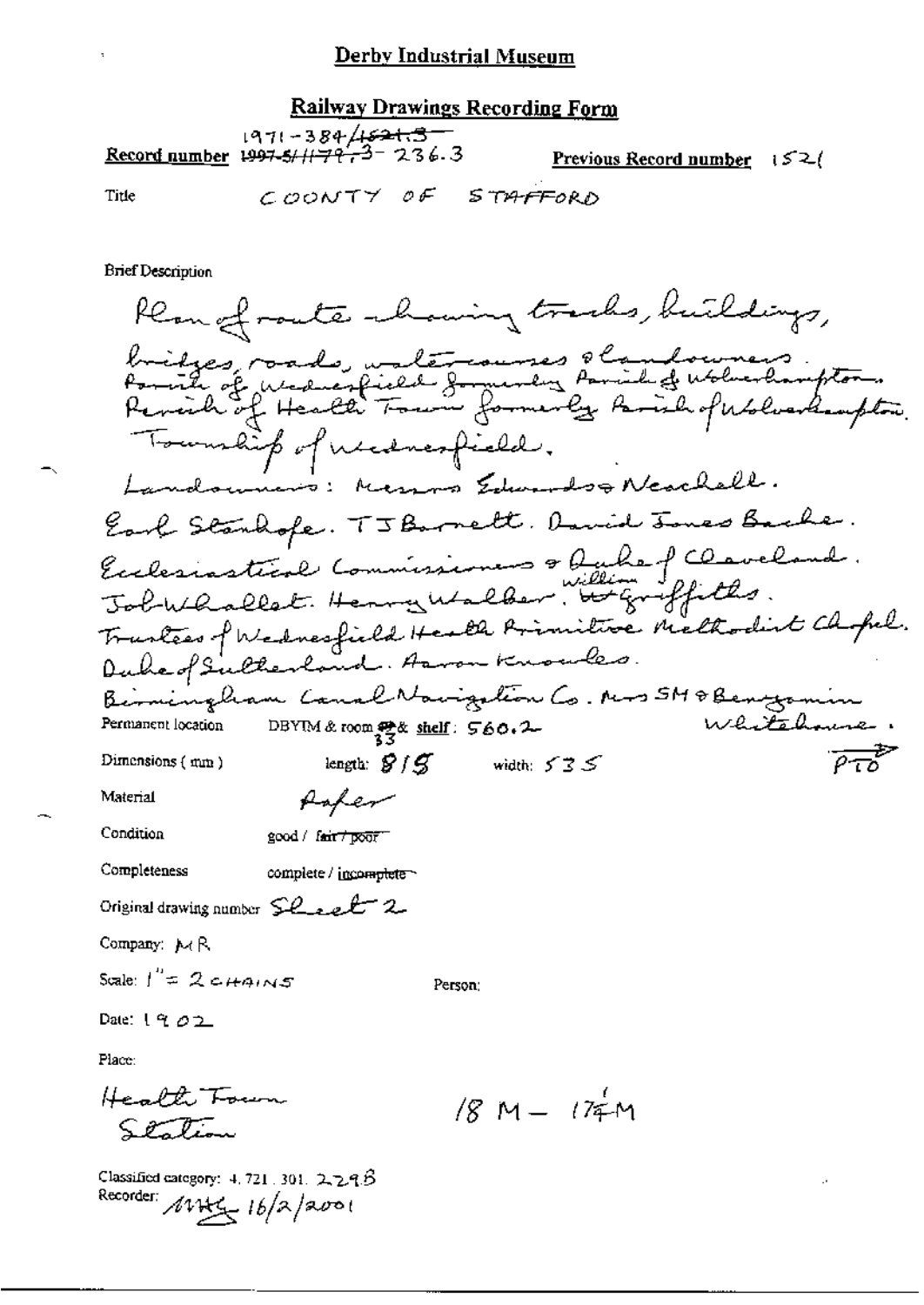## Derby Industrial Museum

### Railway Drawings Recording Form

**Record number** 1971-384/~~1521.3~~ ~~1997-5/1179.3~~-236.3 **Previous Record number** 1521

Title COUNTY OF STAFFORD

Brief Description

Plan of route showing tracks, buildings, bridges, roads, watercourses & landowners. Parish of Wednesfield formerly Parish of Wolverhampton. Parish of Heath Town formerly Parish of Wolverhampton. Township of Wednesfield.

Landowners: Messrs Edwards & Neachell. Earl Stanhope. T J Barnett. David Jones Bache. Ecclesiastical Commissioners & Duke of Cleveland. Job Whallet. Henry Walker. ~~W~~ William Griffiths. Trustees of Wednesfield Heath Primitive Methodist Chapel. Duke of Sutherland. Aaron Knowles. Birmingham Canal Navigation Co. Mrs S M & Benjamin Whitehouse.

PTO

Permanent location DBYIM & room ~~49~~ 33 & shelf: 560.2

Dimensions (mm) length: 815 width: 535

Material Paper

Condition good / ~~fair / poor~~

Completeness complete / ~~incomplete~~

Original drawing number Sheet 2

Company: MR

Scale: 1" = 2 CHAINS

Person:

Date: 1902

Place:

Heath Town Station

18 M – 17¼ M

Classified category: 4.721.301.229B

Recorder: MHG 16/2/2001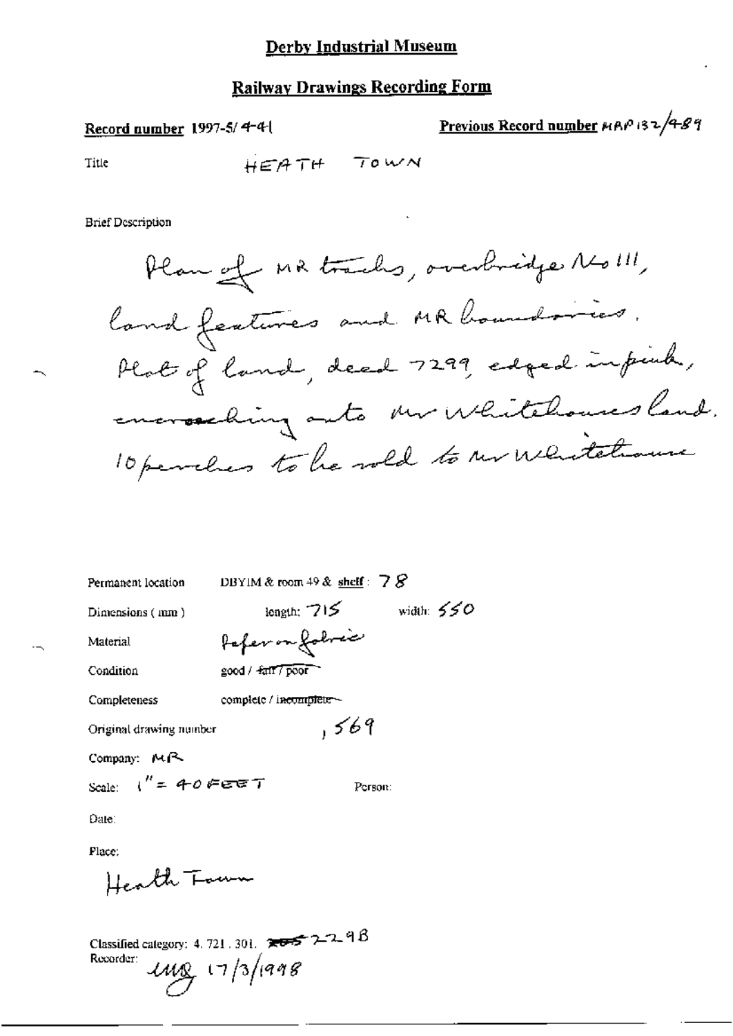# Derby Industrial Museum

## Railway Drawings Recording Form

**Record number** 1997-5/ 441

**Previous Record number** MAP 132/489

Title HEATH TOWN

Brief Description

Plan of MR tracks, overbridge No 111, land features and MR boundaries. Plot of land, deed 7299, edged in pink, encroaching onto Mr Whitehouse's land. 10 perches to be sold to Mr Whitehouse

Permanent location DBYIM & room 49 & shelf: 78

Dimensions (mm) length: 715 width: 550

Material Paper on fabric

Condition good / ~~fair / poor~~

Completeness complete / ~~incomplete~~

Original drawing number , 569

Company: MR

Scale: 1" = 40 FEET Person:

Date:

Place:

Heath Town

Classified category: 4. 721. 301. ~~2055~~ 229B

Recorder: MR 17/3/1998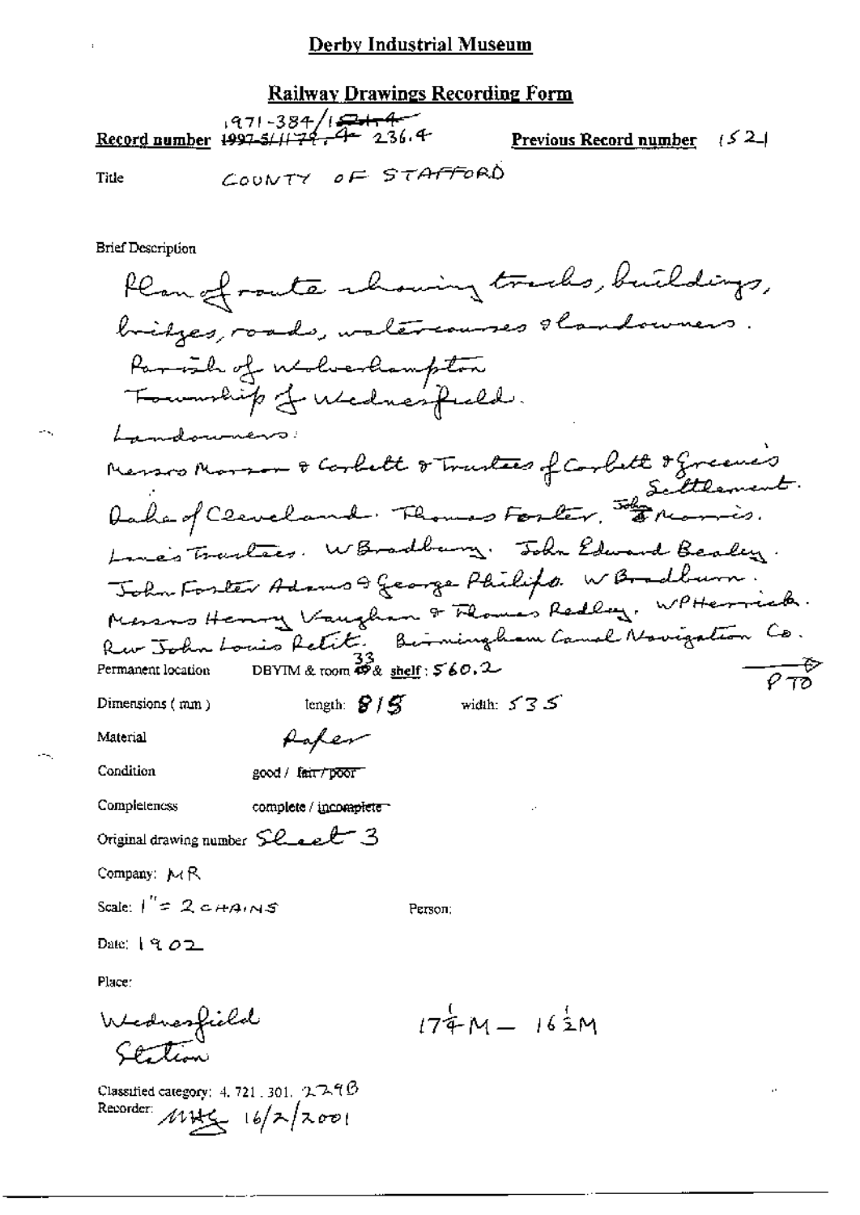## Derby Industrial Museum

### Railway Drawings Recording Form

**Record number** 1971-384/1~~52144~~ ~~1997-5/1179.4~~ 236.4 **Previous Record number** 1521

Title COUNTY OF STAFFORD

Brief Description

Plan of route showing tracks, buildings, bridges, roads, watercourses & landowners.
Parish of Wolverhampton
Township of Wednesfield.
Landowners:
Messrs Marson & Corbett & Trustees of Corbett & Greene's Settlement.
Duke of Cleveland. Thomas Foster, John & Morris.
Lane's Trustees. W Bradbury. John Edward Bealey.
John Foster Adams & George Philips. W Bradburn.
Messrs Henry Vaughan & Thomas Redley. WP Herrick.
Rev John Louis Petit. Birmingham Canal Navigation Co.

PTO

Permanent location DBYIM & room ~~49~~ 33 & shelf: 560.2

Dimensions (mm) length: 815 width: 535

Material Paper

Condition good / ~~fair / poor~~

Completeness complete / ~~incomplete~~

Original drawing number Sheet 3

Company: MR

Scale: 1" = 2 CHAINS

Person:

Date: 1902

Place:

Wednesfield Station

$17\frac{1}{4}$M – $16\frac{1}{2}$M

Classified category: 4. 721. 301. 2.29B
Recorder: MHG 16/2/2001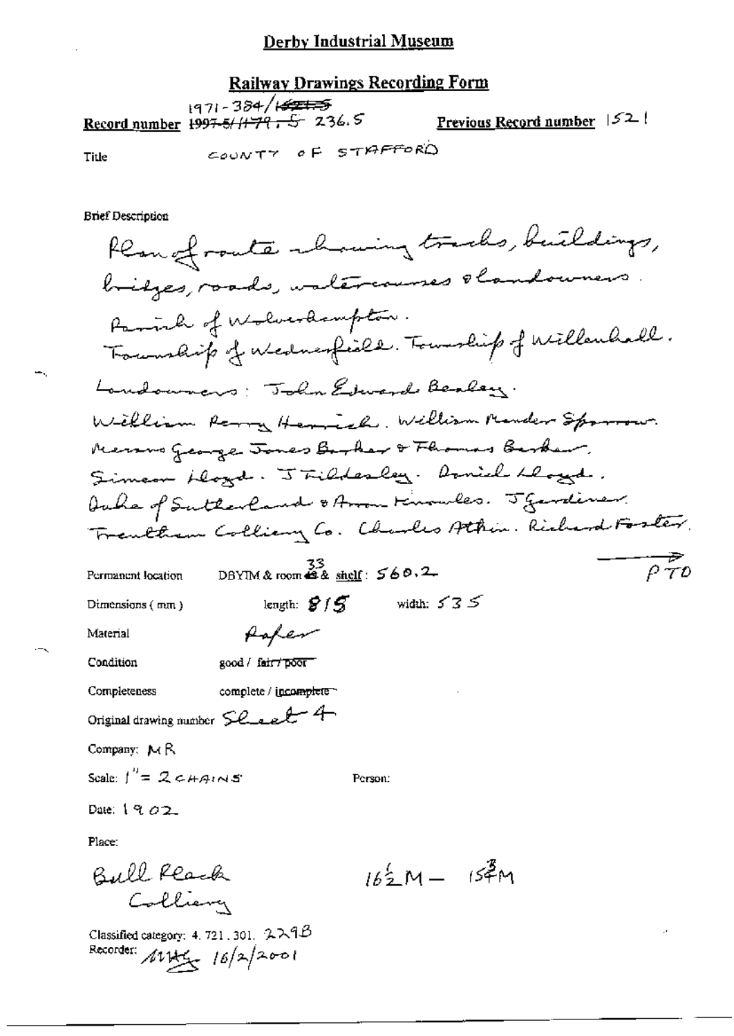## Derby Industrial Museum

### Railway Drawings Recording Form

**Record number** 1971-384/~~1521~~ ~~1997-5/1179.5~~ 236.5

**Previous Record number** 1521

**Title** COUNTY OF STAFFORD

**Brief Description**

Plan of route showing tracks, buildings, bridges, roads, watercourses & landowners.

Parish of Wolverhampton.

Township of Wednesfield. Township of Willenhall.

Landowners: John Edward Bealey.

William Perry Herrick. William Mander Sparrow.

Messrs George Jones Barker & Thomas Barker.

Simeon Lloyd. J Fildesley. Daniel Lloyd.

Duke of Sutherland & Anne Knowles. J Gardiner.

Trentham Colliery Co. Charles Atkin. Richard Foster.

PTO

**Permanent location** DBYIM & room 33 & shelf: 560.2

**Dimensions (mm)** length: 815 width: 535

**Material** Paper

**Condition** good / ~~fair / poor~~

**Completeness** complete / ~~incomplete~~

**Original drawing number** Sheet 4

**Company:** MR

**Scale:** 1" = 2 CHAINS

**Person:**

**Date:** 1902

**Place:**

Bull Flash Colliery

$16\frac{1}{2}$M — $15\frac{3}{4}$M

**Classified category:** 4. 721. 301. 229B

**Recorder:** MHG 16/2/2001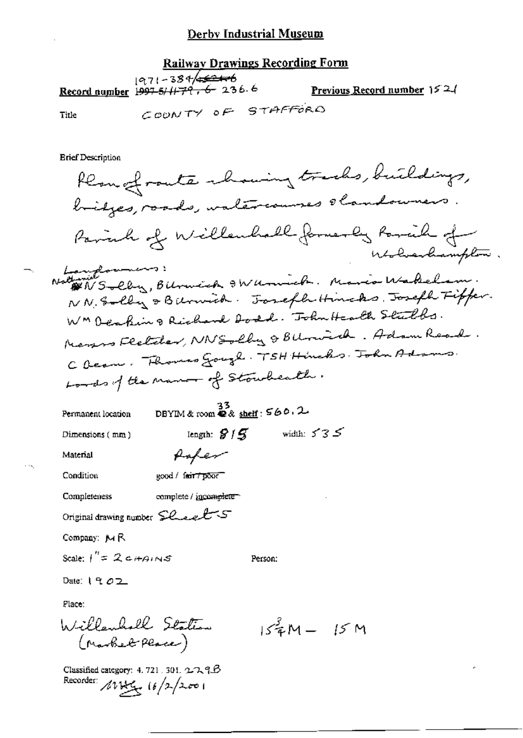# Derby Industrial Museum

## Railway Drawings Recording Form

**Record number** 1971-384/~~1521.6~~ ~~1997-5/1179, 6~~ 236.6 **Previous Record number** 1521

Title COUNTY OF STAFFORD

Brief Description

Plan of route showing tracks, buildings, bridges, roads, watercourses & landowners.
Parish of Willenhall formerly Parish of Wolverhampton.

Landowners:
Nathaniel N Solby, Burwick & Warwick. Maria Wakelam. N N. Solby & Burwick. Joseph Hincks. Joseph Tipper. Wm Deakin & Richard Dodd. John Heath Stubbs. Messrs Fletcher, NN Solby & Burwick. Adam Read. C Deam. Thomas Gough. TSH Hincks. John Adams. Lords of the manor of Stowheath.

Permanent location DBYIM & room 33 & shelf: 560.2

Dimensions (mm) length: 815 width: 535

Material Paper

Condition good / ~~fair / poor~~

Completeness complete / ~~incomplete~~

Original drawing number Sheet 5

Company: MR

Scale: 1" = 2 CHAINS Person:

Date: 1902

Place:

Willenhall Station (Market Place) $15\frac{3}{4}$M – 15 M

Classified category: 4. 721. 301. 229B

Recorder: MHG 16/2/2001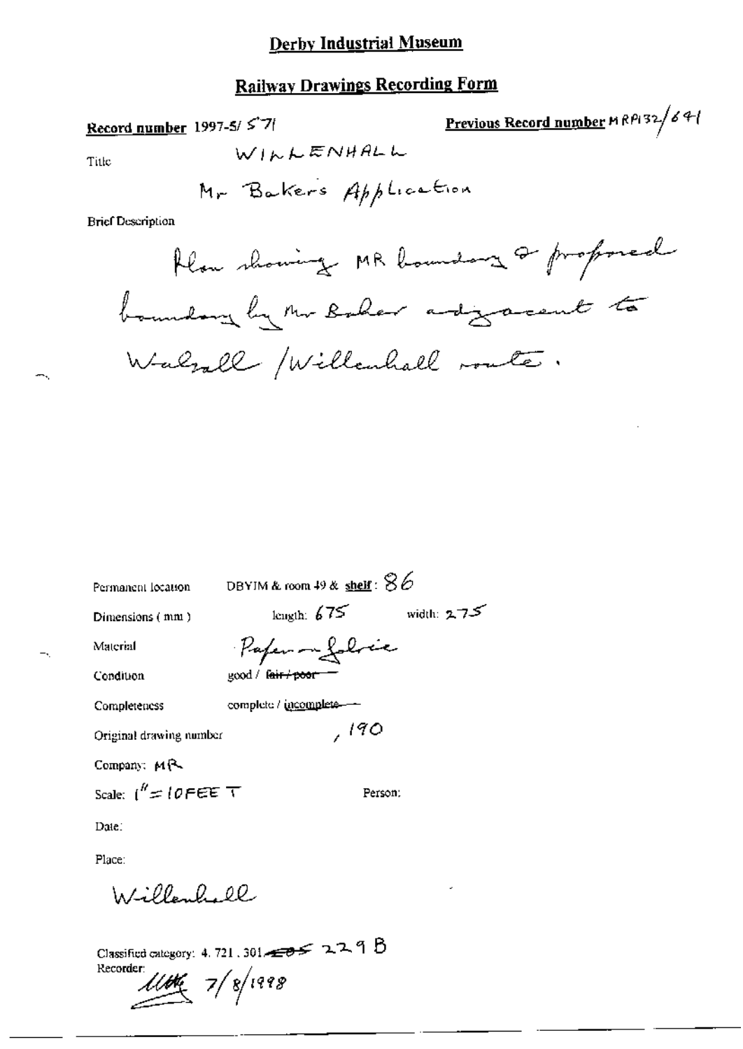# Derby Industrial Museum

## Railway Drawings Recording Form

**Record number** 1997-5/ 571

**Previous Record number** MRP132/641

Title

WILLENHALL

Mr Bakers Application

Brief Description

Plan showing MR boundary & proposed boundary by Mr Baker adjacent to Walsall /Willenhall route.

Permanent location: DBYIM & room 49 & **shelf**: 86

Dimensions ( mm ): length: 675 width: 275

Material: Paper on fabric

Condition: good / ~~fair / poor~~

Completeness: complete / ~~incomplete~~

Original drawing number: , 190

Company: MR

Scale: 1" = 10 FEET

Person:

Date:

Place:

Willenhall

Classified category: 4. 721 . 301 . ~~DS~~ 229 B

Recorder: 7/8/1998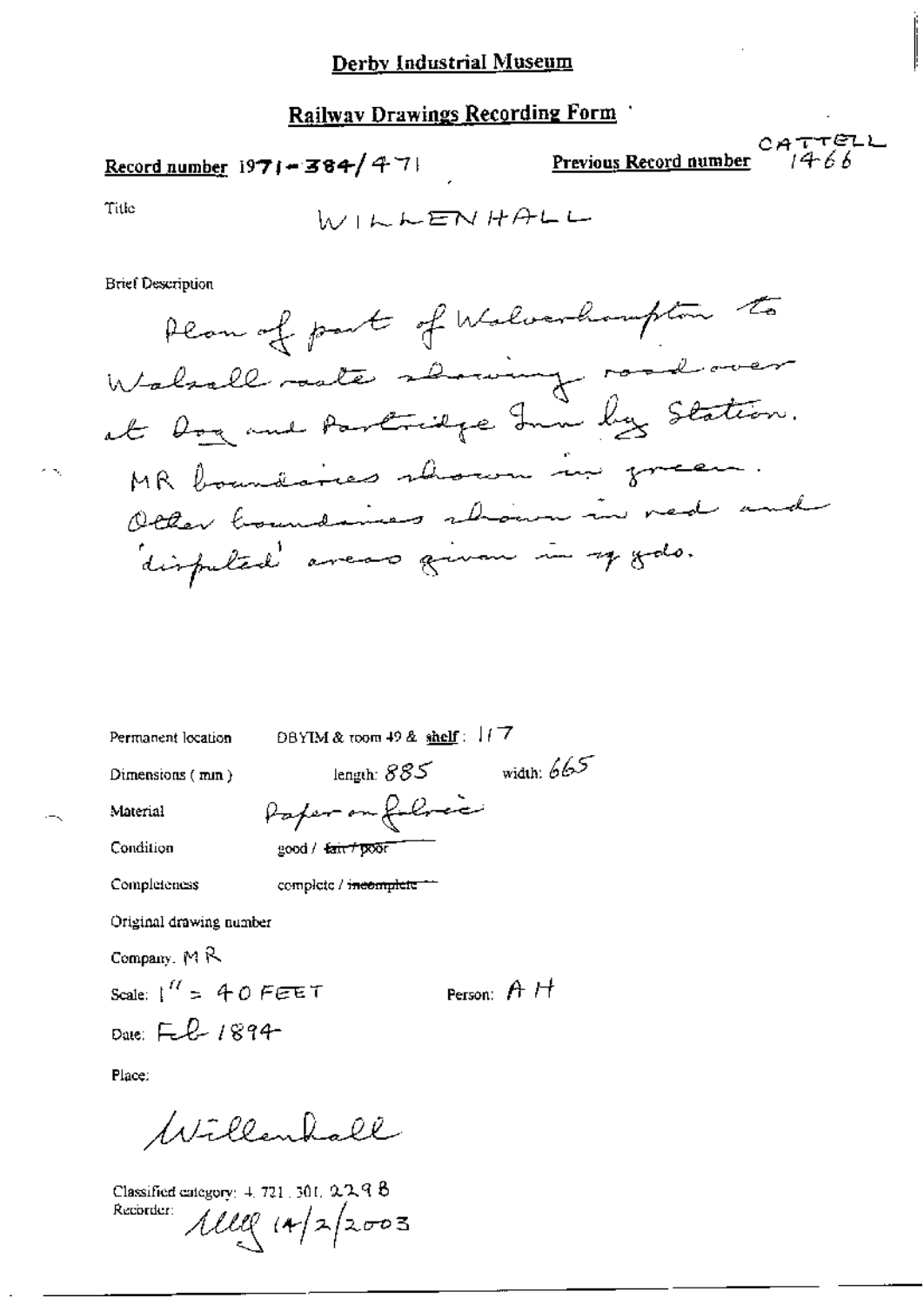# Derby Industrial Museum

## Railway Drawings Recording Form

**Record number** 1971-384/471

**Previous Record number** CATTELL 1466

Title WILLENHALL

Brief Description

Plan of part of Wolverhampton to Walsall route showing road over at Dog and Partridge Inn by Station. MR boundaries shown in green. Other boundaries shown in red and 'disputed' areas given in sq yds.

Permanent location DBYIM & room 49 & **shelf**: 117

Dimensions (mm) length: 885 width: 665

Material Paper on fabric

Condition good / ~~fair / poor~~

Completeness complete / ~~incomplete~~

Original drawing number

Company. MR

Scale: 1" = 40 FEET

Person: A H

Date: Feb 1894

Place:

Willenhall

Classified category: 4.721.301.229B

Recorder: MMG 14/2/2003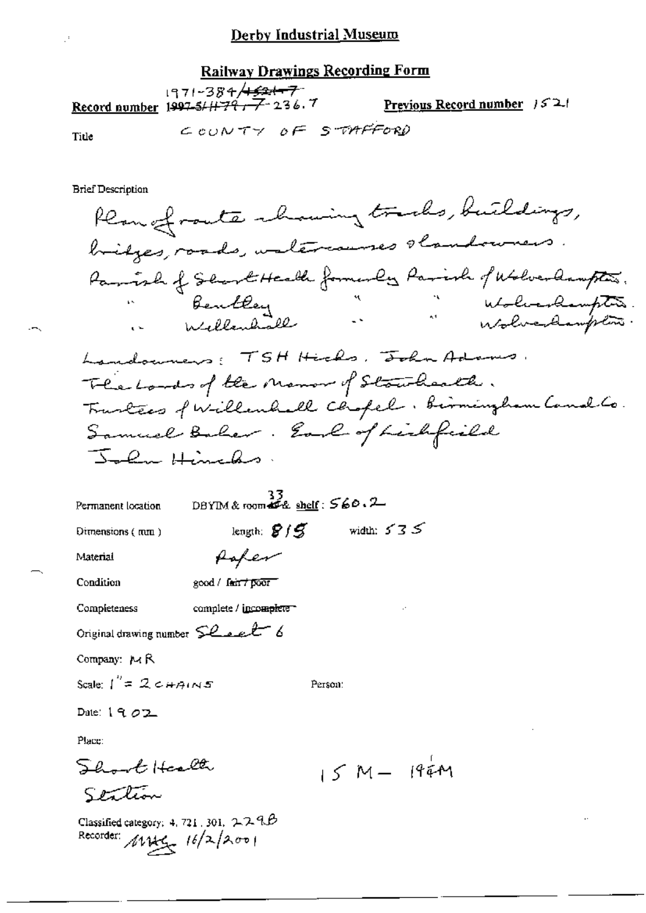**Derby Industrial Museum**

**Railway Drawings Recording Form**

**Record number** 1971-384/~~1521-7~~ ~~1997-5/H79,-7~~-236.7 **Previous Record number** 1521

Title COUNTY OF STAFFORD

Brief Description

Plan of route showing tracks, buildings, bridges, roads, watercourses & landowners.
Parish of Short Heath formerly Parish of Wolverhampton.
" Bentley " " Wolverhampton.
" Willenhall " " Wolverhampton.

Landowners: TSH Hicks. John Adams.
The Lords of the Manor of Stowheath.
Trustees of Willenhall Chapel. Birmingham Canal Co.
Samuel Baker. Earl of Lichfield
John Hinckes.

Permanent location DBYIM & room 33 & shelf: 560.2

Dimensions (mm) length: 815 width: 535

Material Paper

Condition good / ~~fair / poor~~

Completeness complete / ~~incomplete~~

Original drawing number Sheet 6

Company: MR

Scale: 1" = 2 CHAINS

Person:

Date: 1902

Place:

Short Heath Station

15 M – 19¼ M

Classified category: 4, 721, 301, 229B

Recorder: MHG 16/2/2001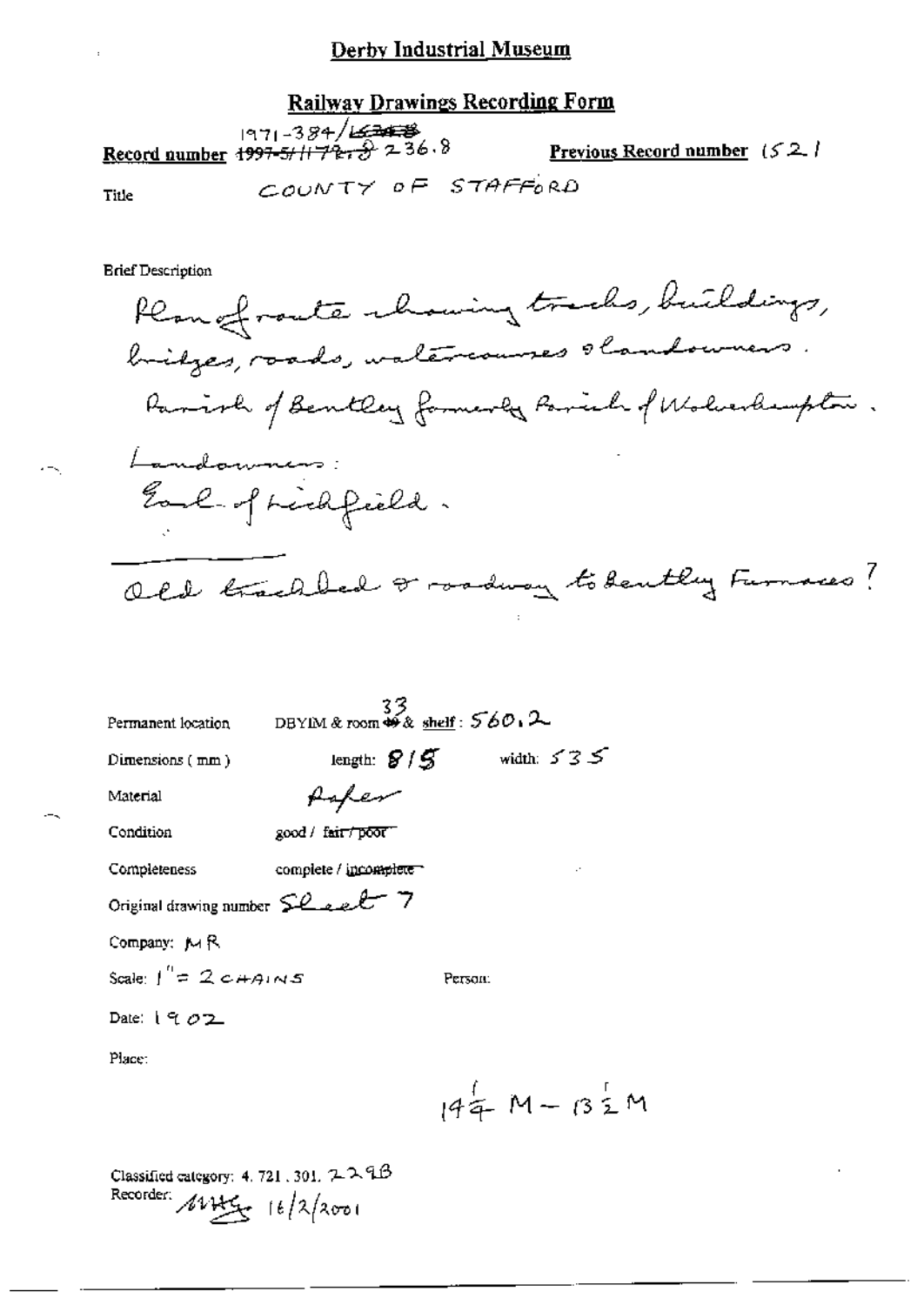# Derby Industrial Museum

## Railway Drawings Recording Form

**Record number** ~~1997-5/1179.8~~ 1971-384/~~L634.8~~ 236.8 **Previous Record number** 1521

Title COUNTY OF STAFFORD

Brief Description

Plan of route showing tracks, buildings, bridges, roads, watercourses & landowners.
Parish of Bentley formerly Parish of Wolverhampton.
Landowners:
Earl of Lichfield.

---

Old trackbed & roadway to Bentley Furnaces?

Permanent location DBYIM & room ~~49~~ 33 & shelf: 560.2

Dimensions (mm) length: 815 width: 535

Material Paper

Condition good / ~~fair / poor~~

Completeness complete / ~~incomplete~~

Original drawing number Sheet 7

Company: MR

Scale: 1" = 2 CHAINS Person:

Date: 1902

Place:

$14\frac{1}{4}$ M – $13\frac{1}{2}$ M

Classified category: 4. 721. 301. 229B
Recorder: MHG 16/2/2001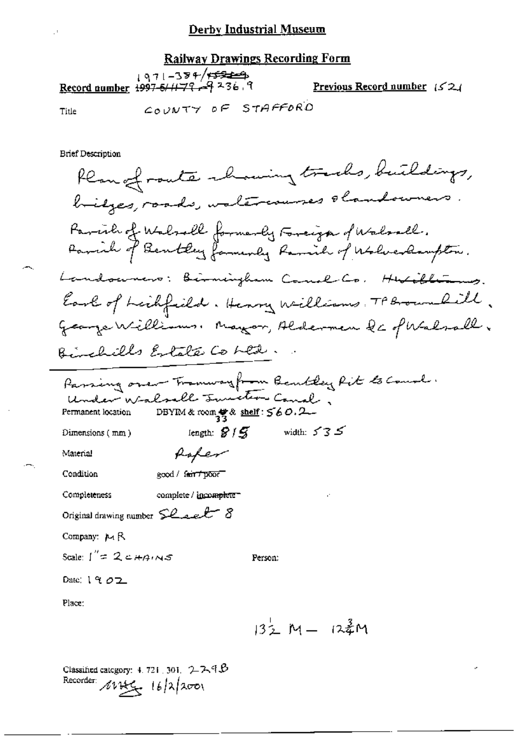# Derby Industrial Museum

## Railway Drawings Recording Form

**Record number** ~~1997-5/1179~~ -9236.9 1971-384/~~1521~~ **Previous Record number** 1521

Title COUNTY OF STAFFORD

Brief Description

Plan of route showing tracks, buildings, bridges, roads, watercourses & landowners.

Parish of Walsall formerly Foreign of Walsall.
Parish of Bentley formerly Parish of Wolverhampton.

Landowners: Birmingham Canal Co. ~~H Williams~~. Earl of Lichfield. Henry Williams. TP Brownhill. George Williams. Mayor, Aldermen &c of Walsall. Birchills Estate Co Ltd.

---

Passing over Tramway from Bentley Pit to Canal.
Under Walsall Junction Canal.

Permanent location DBYIM & room 33 & shelf: 560.2

Dimensions (mm) length: 815 width: 535

Material Paper

Condition good / ~~fair / poor~~

Completeness complete / ~~incomplete~~

Original drawing number Sheet 8

Company: MR

Scale: 1" = 2 CHAINS Person:

Date: 1902

Place:

13½ M — 12¾ M

Classified category: 4.721.301. 2-2-9B
Recorder: MHG 16/2/2001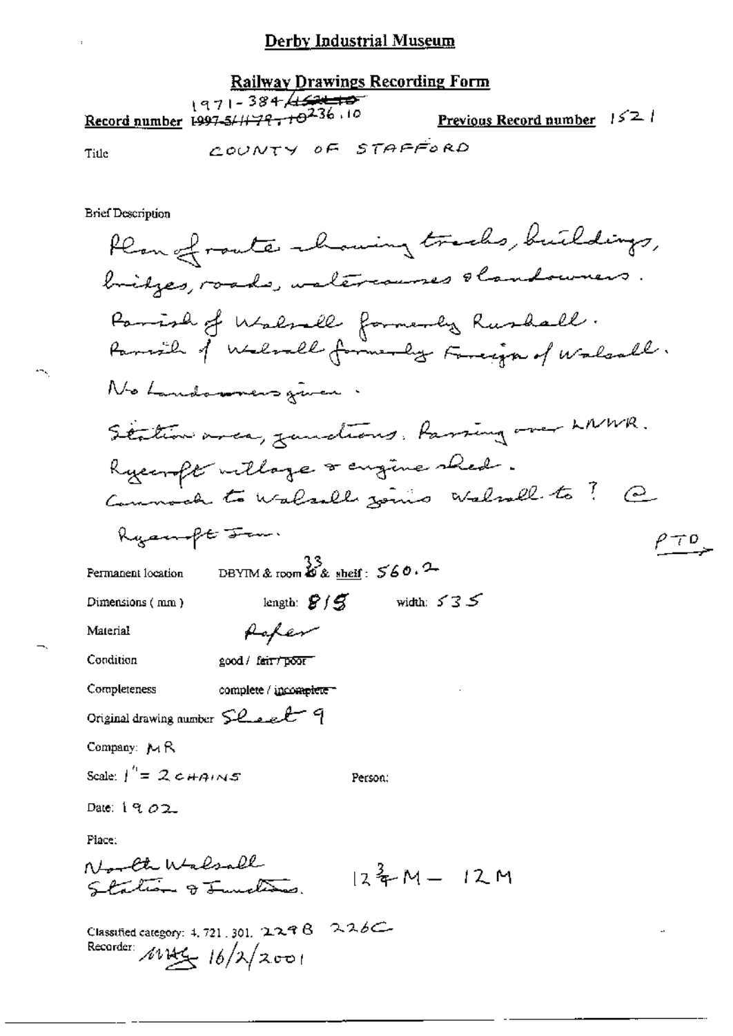# Derby Industrial Museum

## Railway Drawings Recording Form

**Record number** 1971-384/~~1521.10~~ ~~1997-5/1179~~ + 10236.10

**Previous Record number** 1521

**Title** COUNTY OF STAFFORD

**Brief Description**

Plan of route showing tracks, buildings, bridges, roads, watercourses & landowners.
Parish of Walsall formerly Rushall.
Parish of Walsall formerly Foreign of Walsall.
No Landowners given.
Station area, junctions. Passing over LNWR.
Ryecroft village & engine shed.
Cannock to Walsall joins Walsall to ? @ Ryecroft Jun.

PTO →

**Permanent location** DBYIM & room 33 & shelf: 560.2

**Dimensions (mm)** length: 815 width: 535

**Material** Paper

**Condition** good / ~~fair / poor~~

**Completeness** complete / ~~incomplete~~

**Original drawing number** Sheet 9

**Company:** MR

**Scale:** 1" = 2 CHAINS

**Person:**

**Date:** 1902

**Place:**
North Walsall Station & Junctions. 12 3/4 M – 12 M

**Classified category:** 4.721.301. 229B 226C

**Recorder:** MHG 16/2/2001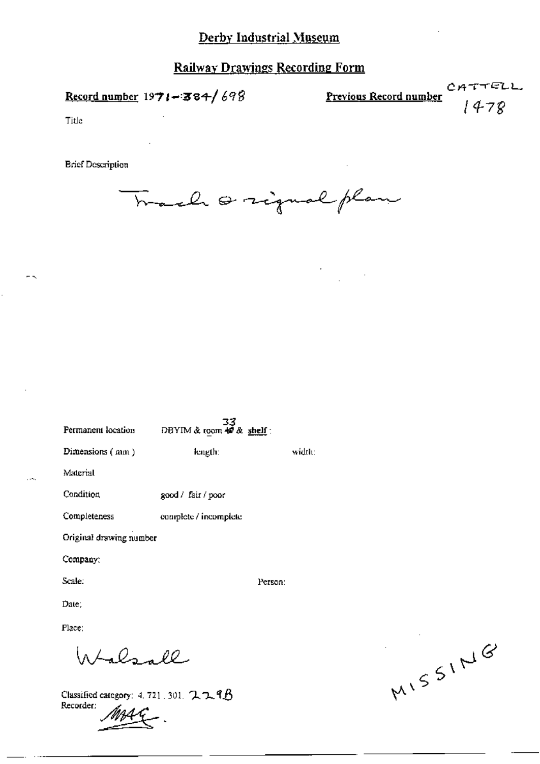# Derby Industrial Museum

## Railway Drawings Recording Form

**Record number** 1971-384/698

**Previous Record number** CATTELL 1478

Title

Brief Description

Track & signal plan

Permanent location DBYIM & room 33 & **shelf**:

Dimensions (mm) length: width:

Material

Condition good / fair / poor

Completeness complete / incomplete

Original drawing number

Company:

Scale: Person:

Date:

Place:

Walsall

Classified category: 4.721.301. 229B

Recorder: MAG.

MISSING